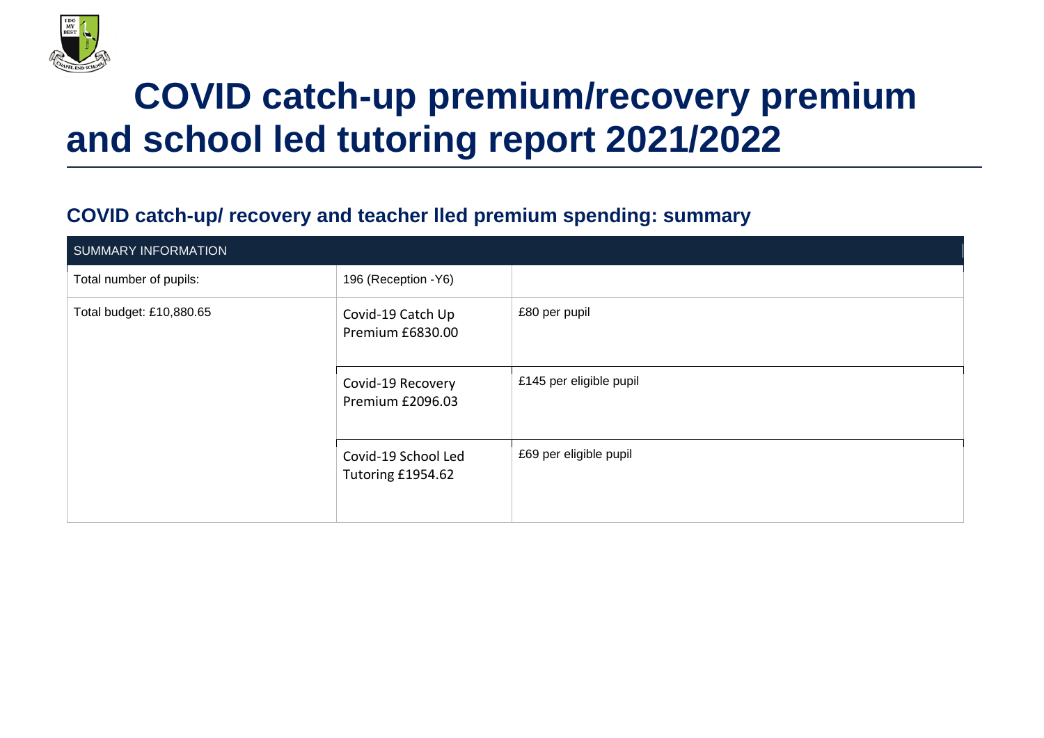# COVID catch-up premium/recovery premium and school led tutoring report 2021/2022

## COVID catch-up/ recovery and teacher lled premium spending: summary

| SUMMARY INFORMATION | | |
|---|---|---|
| Total number of pupils: | 196 (Reception -Y6) | |
| Total budget: £10,880.65 | Covid-19 Catch Up Premium £6830.00 | £80 per pupil |
| | Covid-19 Recovery Premium £2096.03 | £145 per eligible pupil |
| | Covid-19 School Led Tutoring £1954.62 | £69 per eligible pupil |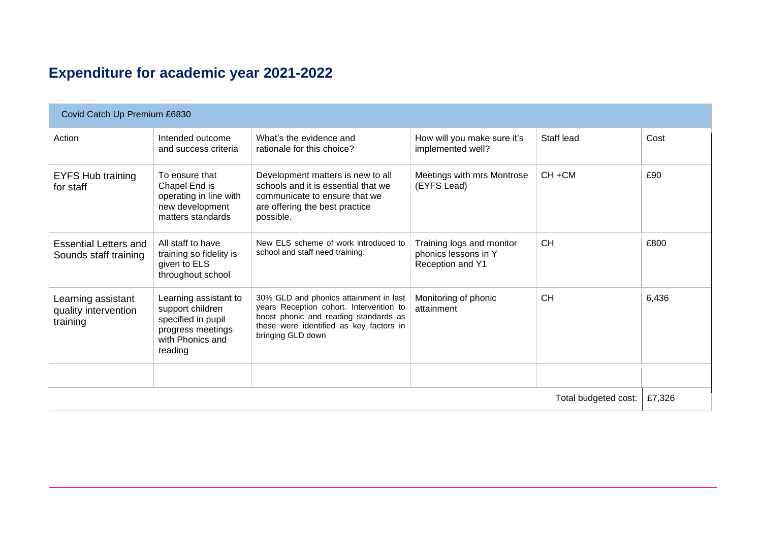## Expenditure for academic year 2021-2022

| Covid Catch Up Premium £6830 | | | | | |
|---|---|---|---|---|---|
| Action | Intended outcome and success criteria | What's the evidence and rationale for this choice? | How will you make sure it's implemented well? | Staff lead | Cost |
| EYFS Hub training for staff | To ensure that Chapel End is operating in line with new development matters standards | Development matters is new to all schools and it is essential that we communicate to ensure that we are offering the best practice possible. | Meetings with mrs Montrose (EYFS Lead) | CH +CM | £90 |
| Essential Letters and Sounds staff training | All staff to have training so fidelity is given to ELS throughout school | New ELS scheme of work introduced to school and staff need training. | Training logs and monitor phonics lessons in Y Reception and Y1 | CH | £800 |
| Learning assistant quality intervention training | Learning assistant to support children specified in pupil progress meetings with Phonics and reading | 30% GLD and phonics attainment in last years Reception cohort. Intervention to boost phonic and reading standards as these were identified as key factors in bringing GLD down | Monitoring of phonic attainment | CH | 6,436 |
| | | | | | |
| | | | | Total budgeted cost: | £7,326 |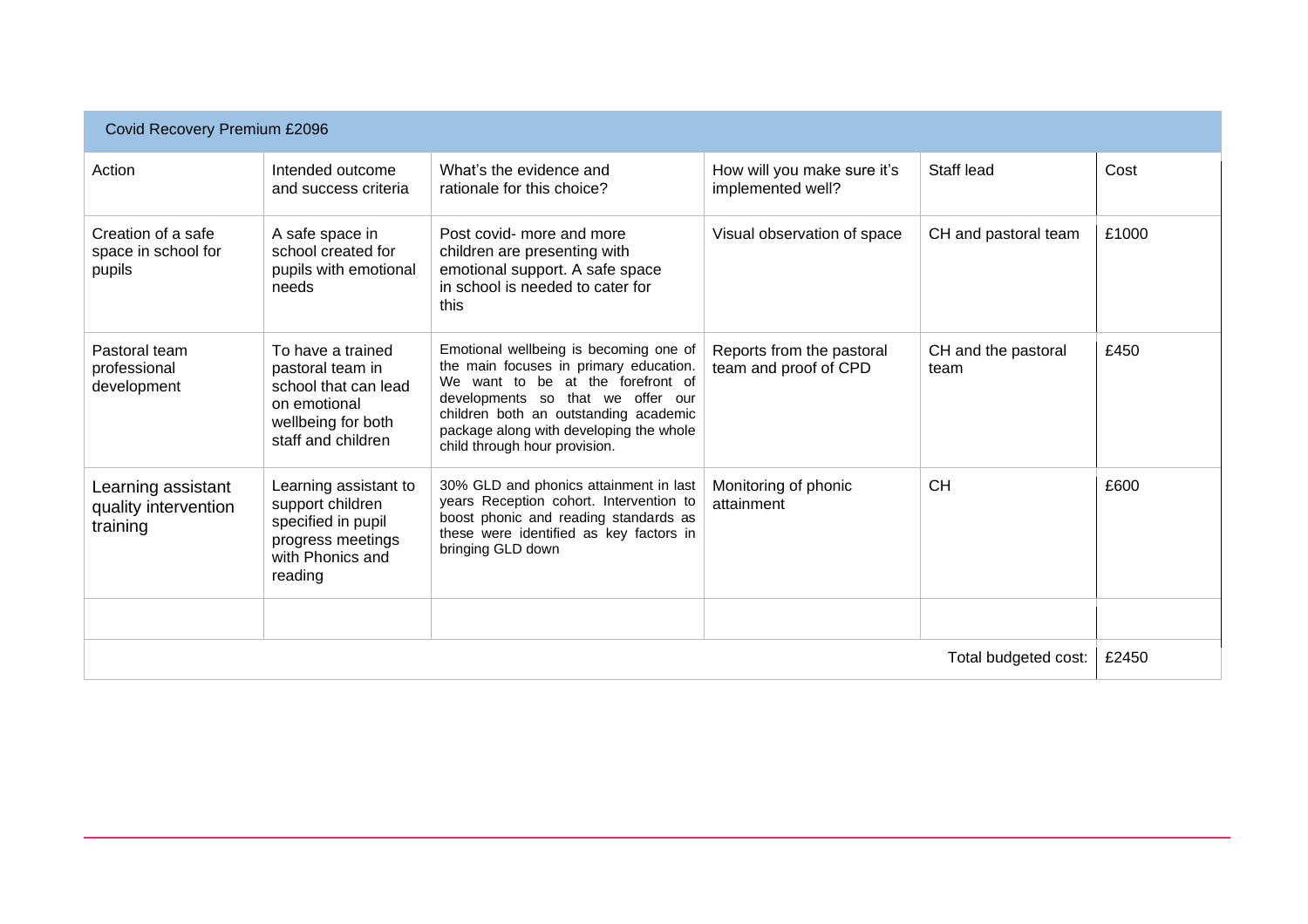| Covid Recovery Premium £2096 | | | | | |
|---|---|---|---|---|---|
| Action | Intended outcome and success criteria | What's the evidence and rationale for this choice? | How will you make sure it's implemented well? | Staff lead | Cost |
| Creation of a safe space in school for pupils | A safe space in school created for pupils with emotional needs | Post covid- more and more children are presenting with emotional support. A safe space in school is needed to cater for this | Visual observation of space | CH and pastoral team | £1000 |
| Pastoral team professional development | To have a trained pastoral team in school that can lead on emotional wellbeing for both staff and children | Emotional wellbeing is becoming one of the main focuses in primary education. We want to be at the forefront of developments so that we offer our children both an outstanding academic package along with developing the whole child through hour provision. | Reports from the pastoral team and proof of CPD | CH and the pastoral team | £450 |
| Learning assistant quality intervention training | Learning assistant to support children specified in pupil progress meetings with Phonics and reading | 30% GLD and phonics attainment in last years Reception cohort. Intervention to boost phonic and reading standards as these were identified as key factors in bringing GLD down | Monitoring of phonic attainment | CH | £600 |
| | | | | | |
| | | | | Total budgeted cost: | £2450 |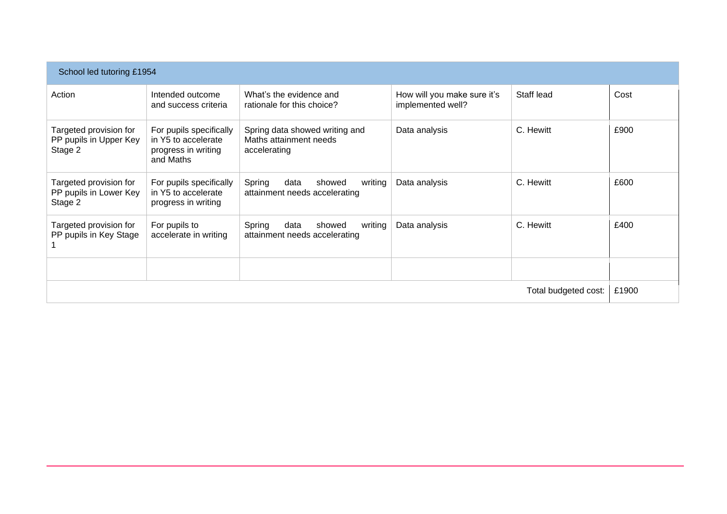| School led tutoring £1954 | | | | | |
|---|---|---|---|---|---|
| Action | Intended outcome and success criteria | What's the evidence and rationale for this choice? | How will you make sure it's implemented well? | Staff lead | Cost |
| Targeted provision for PP pupils in Upper Key Stage 2 | For pupils specifically in Y5 to accelerate progress in writing and Maths | Spring data showed writing and Maths attainment needs accelerating | Data analysis | C. Hewitt | £900 |
| Targeted provision for PP pupils in Lower Key Stage 2 | For pupils specifically in Y5 to accelerate progress in writing | Spring data showed writing attainment needs accelerating | Data analysis | C. Hewitt | £600 |
| Targeted provision for PP pupils in Key Stage 1 | For pupils to accelerate in writing | Spring data showed writing attainment needs accelerating | Data analysis | C. Hewitt | £400 |
| | | | | | |
| | | | | Total budgeted cost: | £1900 |